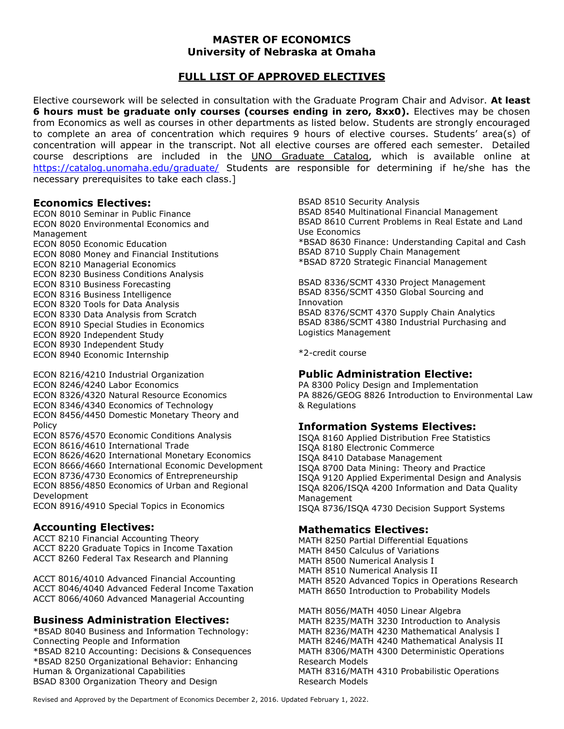# MASTER OF ECONOMICS
## University of Nebraska at Omaha

## FULL LIST OF APPROVED ELECTIVES

Elective coursework will be selected in consultation with the Graduate Program Chair and Advisor. **At least 6 hours must be graduate only courses (courses ending in zero, 8xx0).** Electives may be chosen from Economics as well as courses in other departments as listed below. Students are strongly encouraged to complete an area of concentration which requires 9 hours of elective courses. Students' area(s) of concentration will appear in the transcript. Not all elective courses are offered each semester. Detailed course descriptions are included in the UNO Graduate Catalog, which is available online at https://catalog.unomaha.edu/graduate/ Students are responsible for determining if he/she has the necessary prerequisites to take each class.]

### Economics Electives:

ECON 8010 Seminar in Public Finance
ECON 8020 Environmental Economics and Management
ECON 8050 Economic Education
ECON 8080 Money and Financial Institutions
ECON 8210 Managerial Economics
ECON 8230 Business Conditions Analysis
ECON 8310 Business Forecasting
ECON 8316 Business Intelligence
ECON 8320 Tools for Data Analysis
ECON 8330 Data Analysis from Scratch
ECON 8910 Special Studies in Economics
ECON 8920 Independent Study
ECON 8930 Independent Study
ECON 8940 Economic Internship

ECON 8216/4210 Industrial Organization
ECON 8246/4240 Labor Economics
ECON 8326/4320 Natural Resource Economics
ECON 8346/4340 Economics of Technology
ECON 8456/4450 Domestic Monetary Theory and Policy
ECON 8576/4570 Economic Conditions Analysis
ECON 8616/4610 International Trade
ECON 8626/4620 International Monetary Economics
ECON 8666/4660 International Economic Development
ECON 8736/4730 Economics of Entrepreneurship
ECON 8856/4850 Economics of Urban and Regional Development
ECON 8916/4910 Special Topics in Economics

### Accounting Electives:

ACCT 8210 Financial Accounting Theory
ACCT 8220 Graduate Topics in Income Taxation
ACCT 8260 Federal Tax Research and Planning

ACCT 8016/4010 Advanced Financial Accounting
ACCT 8046/4040 Advanced Federal Income Taxation
ACCT 8066/4060 Advanced Managerial Accounting

### Business Administration Electives:

*BSAD 8040 Business and Information Technology: Connecting People and Information
*BSAD 8210 Accounting: Decisions & Consequences
*BSAD 8250 Organizational Behavior: Enhancing Human & Organizational Capabilities
BSAD 8300 Organization Theory and Design
BSAD 8510 Security Analysis
BSAD 8540 Multinational Financial Management
BSAD 8610 Current Problems in Real Estate and Land Use Economics
*BSAD 8630 Finance: Understanding Capital and Cash
BSAD 8710 Supply Chain Management
*BSAD 8720 Strategic Financial Management

BSAD 8336/SCMT 4330 Project Management
BSAD 8356/SCMT 4350 Global Sourcing and Innovation
BSAD 8376/SCMT 4370 Supply Chain Analytics
BSAD 8386/SCMT 4380 Industrial Purchasing and Logistics Management

*2-credit course

### Public Administration Elective:

PA 8300 Policy Design and Implementation
PA 8826/GEOG 8826 Introduction to Environmental Law & Regulations

### Information Systems Electives:

ISQA 8160 Applied Distribution Free Statistics
ISQA 8180 Electronic Commerce
ISQA 8410 Database Management
ISQA 8700 Data Mining: Theory and Practice
ISQA 9120 Applied Experimental Design and Analysis
ISQA 8206/ISQA 4200 Information and Data Quality Management
ISQA 8736/ISQA 4730 Decision Support Systems

### Mathematics Electives:

MATH 8250 Partial Differential Equations
MATH 8450 Calculus of Variations
MATH 8500 Numerical Analysis I
MATH 8510 Numerical Analysis II
MATH 8520 Advanced Topics in Operations Research
MATH 8650 Introduction to Probability Models

MATH 8056/MATH 4050 Linear Algebra
MATH 8235/MATH 3230 Introduction to Analysis
MATH 8236/MATH 4230 Mathematical Analysis I
MATH 8246/MATH 4240 Mathematical Analysis II
MATH 8306/MATH 4300 Deterministic Operations Research Models
MATH 8316/MATH 4310 Probabilistic Operations Research Models

Revised and Approved by the Department of Economics December 2, 2016. Updated February 1, 2022.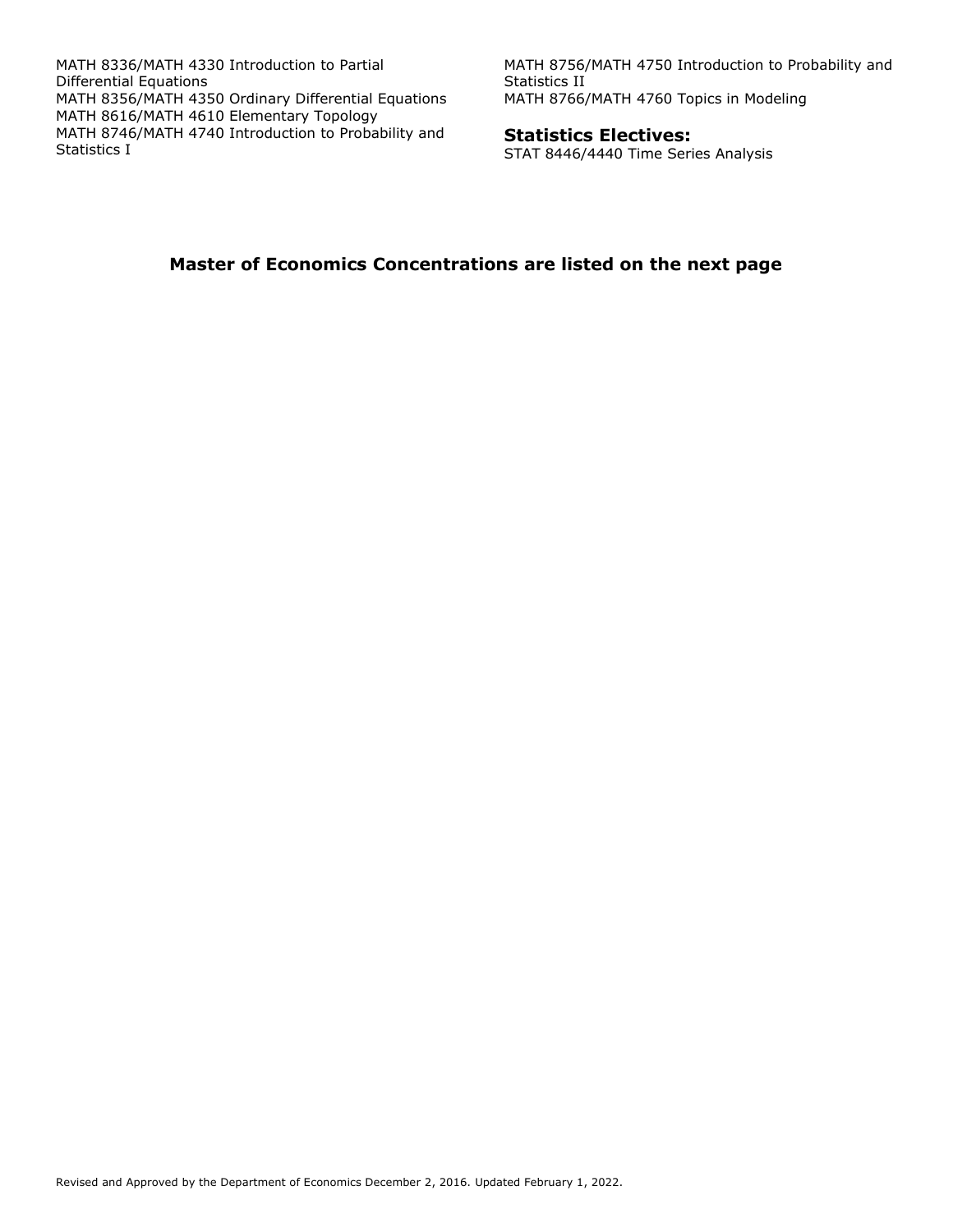MATH 8336/MATH 4330 Introduction to Partial Differential Equations
MATH 8356/MATH 4350 Ordinary Differential Equations
MATH 8616/MATH 4610 Elementary Topology
MATH 8746/MATH 4740 Introduction to Probability and Statistics I
MATH 8756/MATH 4750 Introduction to Probability and Statistics II
MATH 8766/MATH 4760 Topics in Modeling

### Statistics Electives:

STAT 8446/4440 Time Series Analysis

**Master of Economics Concentrations are listed on the next page**

Revised and Approved by the Department of Economics December 2, 2016. Updated February 1, 2022.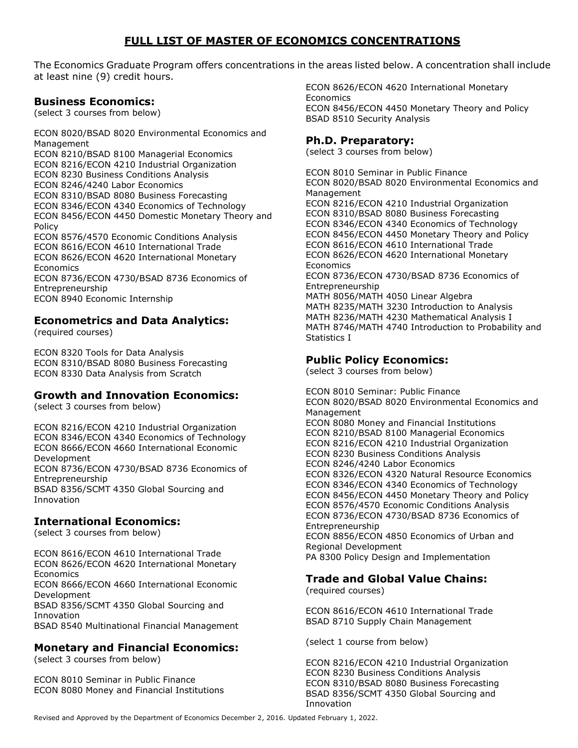# FULL LIST OF MASTER OF ECONOMICS CONCENTRATIONS

The Economics Graduate Program offers concentrations in the areas listed below. A concentration shall include at least nine (9) credit hours.

## Business Economics:

(select 3 courses from below)

ECON 8020/BSAD 8020 Environmental Economics and Management
ECON 8210/BSAD 8100 Managerial Economics
ECON 8216/ECON 4210 Industrial Organization
ECON 8230 Business Conditions Analysis
ECON 8246/4240 Labor Economics
ECON 8310/BSAD 8080 Business Forecasting
ECON 8346/ECON 4340 Economics of Technology
ECON 8456/ECON 4450 Domestic Monetary Theory and Policy
ECON 8576/4570 Economic Conditions Analysis
ECON 8616/ECON 4610 International Trade
ECON 8626/ECON 4620 International Monetary Economics
ECON 8736/ECON 4730/BSAD 8736 Economics of Entrepreneurship
ECON 8940 Economic Internship

## Econometrics and Data Analytics:

(required courses)

ECON 8320 Tools for Data Analysis
ECON 8310/BSAD 8080 Business Forecasting
ECON 8330 Data Analysis from Scratch

## Growth and Innovation Economics:

(select 3 courses from below)

ECON 8216/ECON 4210 Industrial Organization
ECON 8346/ECON 4340 Economics of Technology
ECON 8666/ECON 4660 International Economic Development
ECON 8736/ECON 4730/BSAD 8736 Economics of Entrepreneurship
BSAD 8356/SCMT 4350 Global Sourcing and Innovation

## International Economics:

(select 3 courses from below)

ECON 8616/ECON 4610 International Trade
ECON 8626/ECON 4620 International Monetary Economics
ECON 8666/ECON 4660 International Economic Development
BSAD 8356/SCMT 4350 Global Sourcing and Innovation
BSAD 8540 Multinational Financial Management

## Monetary and Financial Economics:

(select 3 courses from below)

ECON 8010 Seminar in Public Finance
ECON 8080 Money and Financial Institutions
ECON 8626/ECON 4620 International Monetary Economics
ECON 8456/ECON 4450 Monetary Theory and Policy
BSAD 8510 Security Analysis

## Ph.D. Preparatory:

(select 3 courses from below)

ECON 8010 Seminar in Public Finance
ECON 8020/BSAD 8020 Environmental Economics and Management
ECON 8216/ECON 4210 Industrial Organization
ECON 8310/BSAD 8080 Business Forecasting
ECON 8346/ECON 4340 Economics of Technology
ECON 8456/ECON 4450 Monetary Theory and Policy
ECON 8616/ECON 4610 International Trade
ECON 8626/ECON 4620 International Monetary Economics
ECON 8736/ECON 4730/BSAD 8736 Economics of Entrepreneurship
MATH 8056/MATH 4050 Linear Algebra
MATH 8235/MATH 3230 Introduction to Analysis
MATH 8236/MATH 4230 Mathematical Analysis I
MATH 8746/MATH 4740 Introduction to Probability and Statistics I

## Public Policy Economics:

(select 3 courses from below)

ECON 8010 Seminar: Public Finance
ECON 8020/BSAD 8020 Environmental Economics and Management
ECON 8080 Money and Financial Institutions
ECON 8210/BSAD 8100 Managerial Economics
ECON 8216/ECON 4210 Industrial Organization
ECON 8230 Business Conditions Analysis
ECON 8246/4240 Labor Economics
ECON 8326/ECON 4320 Natural Resource Economics
ECON 8346/ECON 4340 Economics of Technology
ECON 8456/ECON 4450 Monetary Theory and Policy
ECON 8576/4570 Economic Conditions Analysis
ECON 8736/ECON 4730/BSAD 8736 Economics of Entrepreneurship
ECON 8856/ECON 4850 Economics of Urban and Regional Development
PA 8300 Policy Design and Implementation

## Trade and Global Value Chains:

(required courses)

ECON 8616/ECON 4610 International Trade
BSAD 8710 Supply Chain Management

(select 1 course from below)

ECON 8216/ECON 4210 Industrial Organization
ECON 8230 Business Conditions Analysis
ECON 8310/BSAD 8080 Business Forecasting
BSAD 8356/SCMT 4350 Global Sourcing and Innovation

Revised and Approved by the Department of Economics December 2, 2016. Updated February 1, 2022.